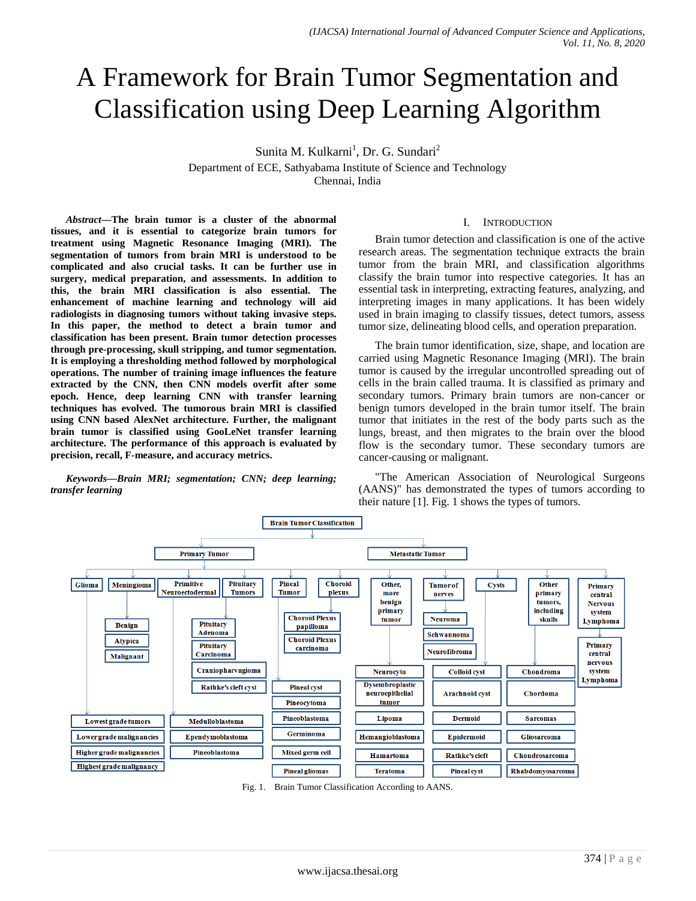# A Framework for Brain Tumor Segmentation and Classification using Deep Learning Algorithm

Sunita M. Kulkarni[1], Dr. G. Sundari[2]

Department of ECE, Sathyabama Institute of Science and Technology
Chennai, India

***Abstract*—The brain tumor is a cluster of the abnormal tissues, and it is essential to categorize brain tumors for treatment using Magnetic Resonance Imaging (MRI). The segmentation of tumors from brain MRI is understood to be complicated and also crucial tasks. It can be further use in surgery, medical preparation, and assessments. In addition to this, the brain MRI classification is also essential. The enhancement of machine learning and technology will aid radiologists in diagnosing tumors without taking invasive steps. In this paper, the method to detect a brain tumor and classification has been present. Brain tumor detection processes through pre-processing, skull stripping, and tumor segmentation. It is employing a thresholding method followed by morphological operations. The number of training image influences the feature extracted by the CNN, then CNN models overfit after some epoch. Hence, deep learning CNN with transfer learning techniques has evolved. The tumorous brain MRI is classified using CNN based AlexNet architecture. Further, the malignant brain tumor is classified using GooLeNet transfer learning architecture. The performance of this approach is evaluated by precision, recall, F-measure, and accuracy metrics.**

***Keywords*—*Brain MRI; segmentation; CNN; deep learning; transfer learning***

## I. Introduction

Brain tumor detection and classification is one of the active research areas. The segmentation technique extracts the brain tumor from the brain MRI, and classification algorithms classify the brain tumor into respective categories. It has an essential task in interpreting, extracting features, analyzing, and interpreting images in many applications. It has been widely used in brain imaging to classify tissues, detect tumors, assess tumor size, delineating blood cells, and operation preparation.

The brain tumor identification, size, shape, and location are carried using Magnetic Resonance Imaging (MRI). The brain tumor is caused by the irregular uncontrolled spreading out of cells in the brain called trauma. It is classified as primary and secondary tumors. Primary brain tumors are non-cancer or benign tumors developed in the brain tumor itself. The brain tumor that initiates in the rest of the body parts such as the lungs, breast, and then migrates to the brain over the blood flow is the secondary tumor. These secondary tumors are cancer-causing or malignant.

"The American Association of Neurological Surgeons (AANS)" has demonstrated the types of tumors according to their nature [1]. Fig. 1 shows the types of tumors.

Fig. 1. Brain Tumor Classification According to AANS.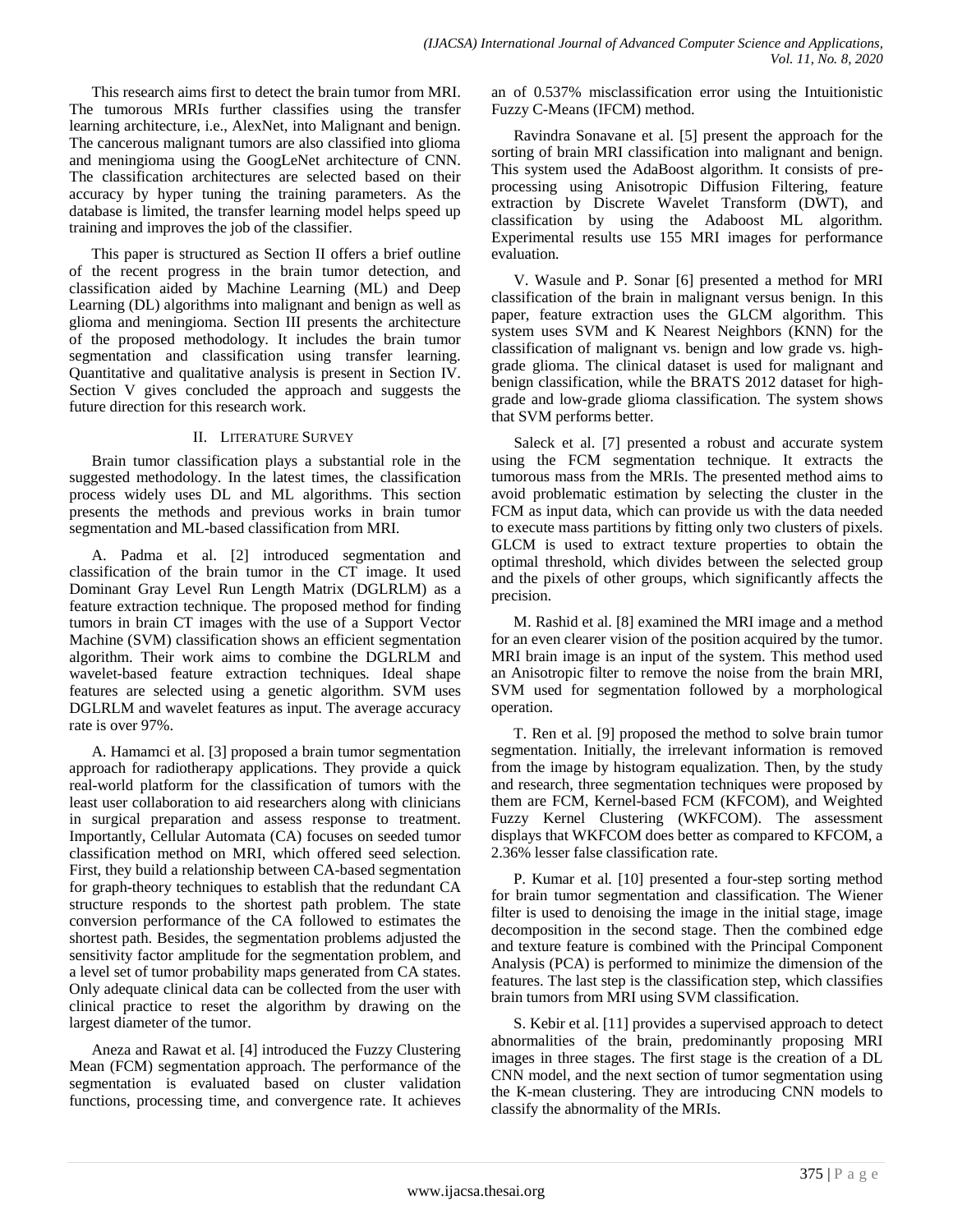This research aims first to detect the brain tumor from MRI. The tumorous MRIs further classifies using the transfer learning architecture, i.e., AlexNet, into Malignant and benign. The cancerous malignant tumors are also classified into glioma and meningioma using the GoogLeNet architecture of CNN. The classification architectures are selected based on their accuracy by hyper tuning the training parameters. As the database is limited, the transfer learning model helps speed up training and improves the job of the classifier.

This paper is structured as Section II offers a brief outline of the recent progress in the brain tumor detection, and classification aided by Machine Learning (ML) and Deep Learning (DL) algorithms into malignant and benign as well as glioma and meningioma. Section III presents the architecture of the proposed methodology. It includes the brain tumor segmentation and classification using transfer learning. Quantitative and qualitative analysis is present in Section IV. Section V gives concluded the approach and suggests the future direction for this research work.

## II. Literature Survey

Brain tumor classification plays a substantial role in the suggested methodology. In the latest times, the classification process widely uses DL and ML algorithms. This section presents the methods and previous works in brain tumor segmentation and ML-based classification from MRI.

A. Padma et al. [2] introduced segmentation and classification of the brain tumor in the CT image. It used Dominant Gray Level Run Length Matrix (DGLRLM) as a feature extraction technique. The proposed method for finding tumors in brain CT images with the use of a Support Vector Machine (SVM) classification shows an efficient segmentation algorithm. Their work aims to combine the DGLRLM and wavelet-based feature extraction techniques. Ideal shape features are selected using a genetic algorithm. SVM uses DGLRLM and wavelet features as input. The average accuracy rate is over 97%.

A. Hamamci et al. [3] proposed a brain tumor segmentation approach for radiotherapy applications. They provide a quick real-world platform for the classification of tumors with the least user collaboration to aid researchers along with clinicians in surgical preparation and assess response to treatment. Importantly, Cellular Automata (CA) focuses on seeded tumor classification method on MRI, which offered seed selection. First, they build a relationship between CA-based segmentation for graph-theory techniques to establish that the redundant CA structure responds to the shortest path problem. The state conversion performance of the CA followed to estimates the shortest path. Besides, the segmentation problems adjusted the sensitivity factor amplitude for the segmentation problem, and a level set of tumor probability maps generated from CA states. Only adequate clinical data can be collected from the user with clinical practice to reset the algorithm by drawing on the largest diameter of the tumor.

Aneza and Rawat et al. [4] introduced the Fuzzy Clustering Mean (FCM) segmentation approach. The performance of the segmentation is evaluated based on cluster validation functions, processing time, and convergence rate. It achieves an of 0.537% misclassification error using the Intuitionistic Fuzzy C-Means (IFCM) method.

Ravindra Sonavane et al. [5] present the approach for the sorting of brain MRI classification into malignant and benign. This system used the AdaBoost algorithm. It consists of pre-processing using Anisotropic Diffusion Filtering, feature extraction by Discrete Wavelet Transform (DWT), and classification by using the Adaboost ML algorithm. Experimental results use 155 MRI images for performance evaluation.

V. Wasule and P. Sonar [6] presented a method for MRI classification of the brain in malignant versus benign. In this paper, feature extraction uses the GLCM algorithm. This system uses SVM and K Nearest Neighbors (KNN) for the classification of malignant vs. benign and low grade vs. high-grade glioma. The clinical dataset is used for malignant and benign classification, while the BRATS 2012 dataset for high-grade and low-grade glioma classification. The system shows that SVM performs better.

Saleck et al. [7] presented a robust and accurate system using the FCM segmentation technique. It extracts the tumorous mass from the MRIs. The presented method aims to avoid problematic estimation by selecting the cluster in the FCM as input data, which can provide us with the data needed to execute mass partitions by fitting only two clusters of pixels. GLCM is used to extract texture properties to obtain the optimal threshold, which divides between the selected group and the pixels of other groups, which significantly affects the precision.

M. Rashid et al. [8] examined the MRI image and a method for an even clearer vision of the position acquired by the tumor. MRI brain image is an input of the system. This method used an Anisotropic filter to remove the noise from the brain MRI, SVM used for segmentation followed by a morphological operation.

T. Ren et al. [9] proposed the method to solve brain tumor segmentation. Initially, the irrelevant information is removed from the image by histogram equalization. Then, by the study and research, three segmentation techniques were proposed by them are FCM, Kernel-based FCM (KFCOM), and Weighted Fuzzy Kernel Clustering (WKFCOM). The assessment displays that WKFCOM does better as compared to KFCOM, a 2.36% lesser false classification rate.

P. Kumar et al. [10] presented a four-step sorting method for brain tumor segmentation and classification. The Wiener filter is used to denoising the image in the initial stage, image decomposition in the second stage. Then the combined edge and texture feature is combined with the Principal Component Analysis (PCA) is performed to minimize the dimension of the features. The last step is the classification step, which classifies brain tumors from MRI using SVM classification.

S. Kebir et al. [11] provides a supervised approach to detect abnormalities of the brain, predominantly proposing MRI images in three stages. The first stage is the creation of a DL CNN model, and the next section of tumor segmentation using the K-mean clustering. They are introducing CNN models to classify the abnormality of the MRIs.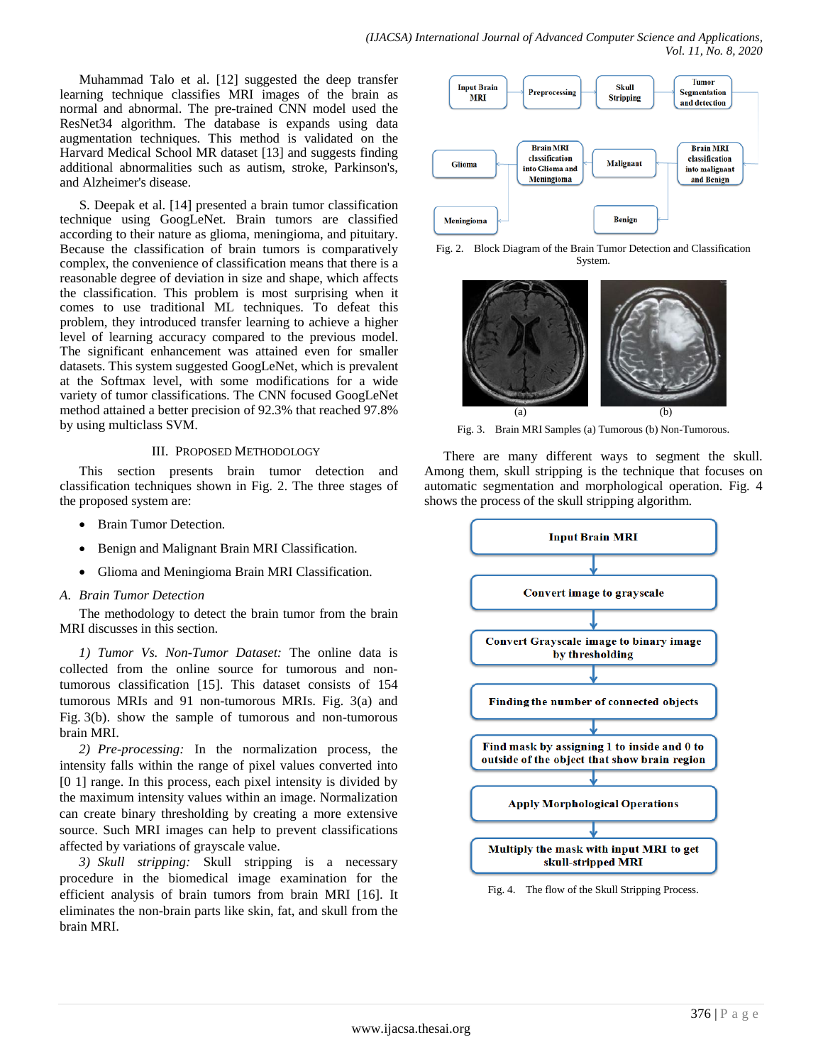Muhammad Talo et al. [12] suggested the deep transfer learning technique classifies MRI images of the brain as normal and abnormal. The pre-trained CNN model used the ResNet34 algorithm. The database is expands using data augmentation techniques. This method is validated on the Harvard Medical School MR dataset [13] and suggests finding additional abnormalities such as autism, stroke, Parkinson's, and Alzheimer's disease.

S. Deepak et al. [14] presented a brain tumor classification technique using GoogLeNet. Brain tumors are classified according to their nature as glioma, meningioma, and pituitary. Because the classification of brain tumors is comparatively complex, the convenience of classification means that there is a reasonable degree of deviation in size and shape, which affects the classification. This problem is most surprising when it comes to use traditional ML techniques. To defeat this problem, they introduced transfer learning to achieve a higher level of learning accuracy compared to the previous model. The significant enhancement was attained even for smaller datasets. This system suggested GoogLeNet, which is prevalent at the Softmax level, with some modifications for a wide variety of tumor classifications. The CNN focused GoogLeNet method attained a better precision of 92.3% that reached 97.8% by using multiclass SVM.

## III. Proposed Methodology

This section presents brain tumor detection and classification techniques shown in Fig. 2. The three stages of the proposed system are:

- Brain Tumor Detection.
- Benign and Malignant Brain MRI Classification.
- Glioma and Meningioma Brain MRI Classification.

### A. *Brain Tumor Detection*

The methodology to detect the brain tumor from the brain MRI discusses in this section.

*1) Tumor Vs. Non-Tumor Dataset:* The online data is collected from the online source for tumorous and non-tumorous classification [15]. This dataset consists of 154 tumorous MRIs and 91 non-tumorous MRIs. Fig. 3(a) and Fig. 3(b). show the sample of tumorous and non-tumorous brain MRI.

*2) Pre-processing:* In the normalization process, the intensity falls within the range of pixel values converted into [0 1] range. In this process, each pixel intensity is divided by the maximum intensity values within an image. Normalization can create binary thresholding by creating a more extensive source. Such MRI images can help to prevent classifications affected by variations of grayscale value.

*3) Skull stripping:* Skull stripping is a necessary procedure in the biomedical image examination for the efficient analysis of brain tumors from brain MRI [16]. It eliminates the non-brain parts like skin, fat, and skull from the brain MRI.

Input Brain MRI → Preprocessing → Skull Stripping → Tumor Segmentation and detection → Brain MRI classification into malignant and Benign → Malignant / Benign; Malignant → Brain MRI classification into Glioma and Meningioma → Glioma / Meningioma

Fig. 2. Block Diagram of the Brain Tumor Detection and Classification System.

(a) (b)

Fig. 3. Brain MRI Samples (a) Tumorous (b) Non-Tumorous.

There are many different ways to segment the skull. Among them, skull stripping is the technique that focuses on automatic segmentation and morphological operation. Fig. 4 shows the process of the skull stripping algorithm.

Input Brain MRI → Convert image to grayscale → Convert Grayscale image to binary image by thresholding → Finding the number of connected objects → Find mask by assigning 1 to inside and 0 to outside of the object that show brain region → Apply Morphological Operations → Multiply the mask with input MRI to get skull-stripped MRI

Fig. 4. The flow of the Skull Stripping Process.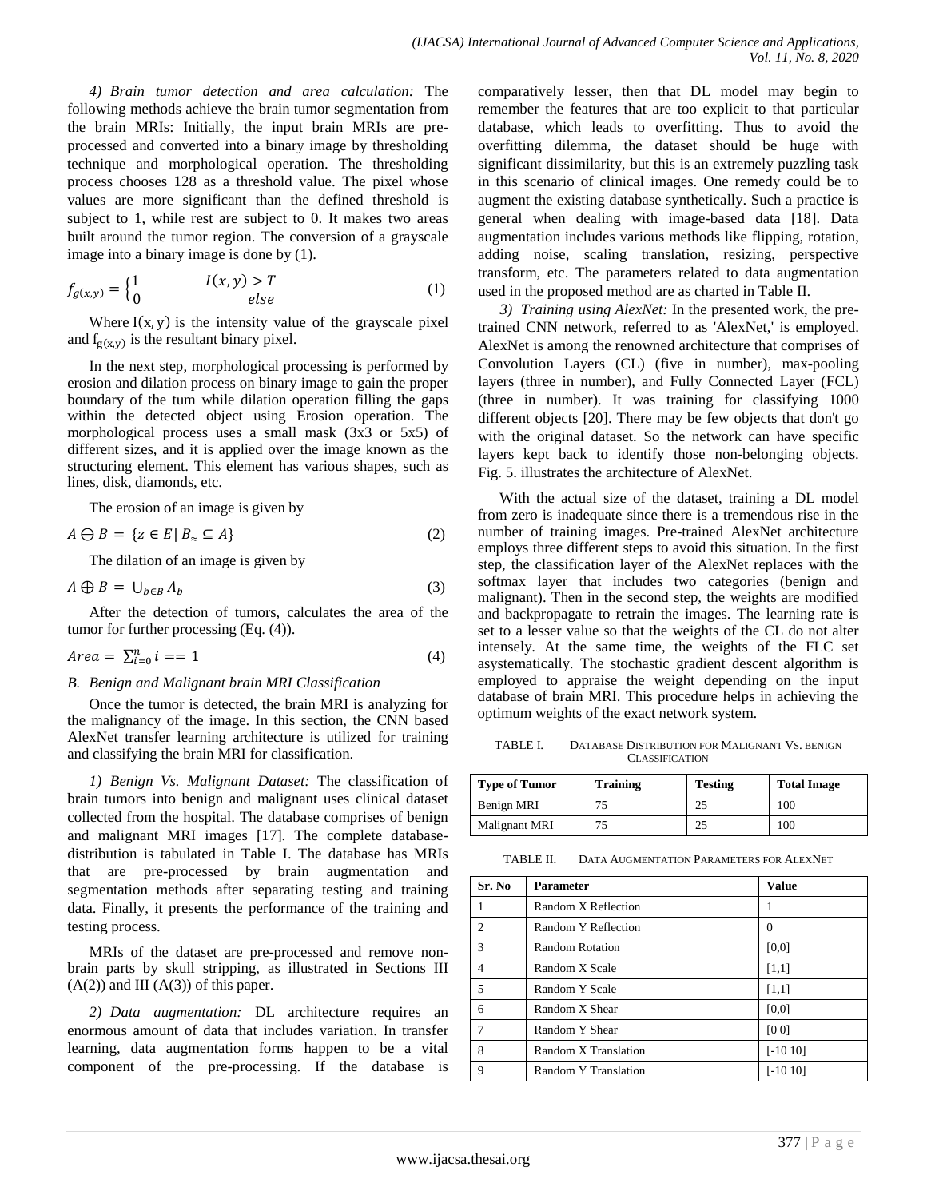*4) Brain tumor detection and area calculation:* The following methods achieve the brain tumor segmentation from the brain MRIs: Initially, the input brain MRIs are pre-processed and converted into a binary image by thresholding technique and morphological operation. The thresholding process chooses 128 as a threshold value. The pixel whose values are more significant than the defined threshold is subject to 1, while rest are subject to 0. It makes two areas built around the tumor region. The conversion of a grayscale image into a binary image is done by (1).

$$f_{g(x,y)} = \begin{cases} 1 & I(x,y) > T \\ 0 & else \end{cases} \tag{1}$$

Where $I(x, y)$ is the intensity value of the grayscale pixel and $f_{g(x,y)}$ is the resultant binary pixel.

In the next step, morphological processing is performed by erosion and dilation process on binary image to gain the proper boundary of the tum while dilation operation filling the gaps within the detected object using Erosion operation. The morphological process uses a small mask (3x3 or 5x5) of different sizes, and it is applied over the image known as the structuring element. This element has various shapes, such as lines, disk, diamonds, etc.

The erosion of an image is given by

$$A \ominus B = \{z \in E \mid B_{\approx} \subseteq A\} \tag{2}$$

The dilation of an image is given by

$$A \oplus B = \bigcup_{b \in B} A_b \tag{3}$$

After the detection of tumors, calculates the area of the tumor for further processing (Eq. (4)).

$$Area = \sum_{i=0}^{n} i == 1 \tag{4}$$

## B. Benign and Malignant brain MRI Classification

Once the tumor is detected, the brain MRI is analyzing for the malignancy of the image. In this section, the CNN based AlexNet transfer learning architecture is utilized for training and classifying the brain MRI for classification.

*1) Benign Vs. Malignant Dataset:* The classification of brain tumors into benign and malignant uses clinical dataset collected from the hospital. The database comprises of benign and malignant MRI images [17]. The complete database-distribution is tabulated in Table I. The database has MRIs that are pre-processed by brain augmentation and segmentation methods after separating testing and training data. Finally, it presents the performance of the training and testing process.

MRIs of the dataset are pre-processed and remove non-brain parts by skull stripping, as illustrated in Sections III (A(2)) and III (A(3)) of this paper.

*2) Data augmentation:* DL architecture requires an enormous amount of data that includes variation. In transfer learning, data augmentation forms happen to be a vital component of the pre-processing. If the database is comparatively lesser, then that DL model may begin to remember the features that are too explicit to that particular database, which leads to overfitting. Thus to avoid the overfitting dilemma, the dataset should be huge with significant dissimilarity, but this is an extremely puzzling task in this scenario of clinical images. One remedy could be to augment the existing database synthetically. Such a practice is general when dealing with image-based data [18]. Data augmentation includes various methods like flipping, rotation, adding noise, scaling translation, resizing, perspective transform, etc. The parameters related to data augmentation used in the proposed method are as charted in Table II.

*3) Training using AlexNet:* In the presented work, the pre-trained CNN network, referred to as 'AlexNet,' is employed. AlexNet is among the renowned architecture that comprises of Convolution Layers (CL) (five in number), max-pooling layers (three in number), and Fully Connected Layer (FCL) (three in number). It was training for classifying 1000 different objects [20]. There may be few objects that don't go with the original dataset. So the network can have specific layers kept back to identify those non-belonging objects. Fig. 5. illustrates the architecture of AlexNet.

With the actual size of the dataset, training a DL model from zero is inadequate since there is a tremendous rise in the number of training images. Pre-trained AlexNet architecture employs three different steps to avoid this situation. In the first step, the classification layer of the AlexNet replaces with the softmax layer that includes two categories (benign and malignant). Then in the second step, the weights are modified and backpropagate to retrain the images. The learning rate is set to a lesser value so that the weights of the CL do not alter intensely. At the same time, the weights of the FLC set asystematically. The stochastic gradient descent algorithm is employed to appraise the weight depending on the input database of brain MRI. This procedure helps in achieving the optimum weights of the exact network system.

TABLE I. DATABASE DISTRIBUTION FOR MALIGNANT VS. BENIGN CLASSIFICATION

| Type of Tumor | Training | Testing | Total Image |
|---|---|---|---|
| Benign MRI | 75 | 25 | 100 |
| Malignant MRI | 75 | 25 | 100 |

TABLE II. DATA AUGMENTATION PARAMETERS FOR ALEXNET

| Sr. No | Parameter | Value |
|---|---|---|
| 1 | Random X Reflection | 1 |
| 2 | Random Y Reflection | 0 |
| 3 | Random Rotation | [0,0] |
| 4 | Random X Scale | [1,1] |
| 5 | Random Y Scale | [1,1] |
| 6 | Random X Shear | [0,0] |
| 7 | Random Y Shear | [0 0] |
| 8 | Random X Translation | [-10 10] |
| 9 | Random Y Translation | [-10 10] |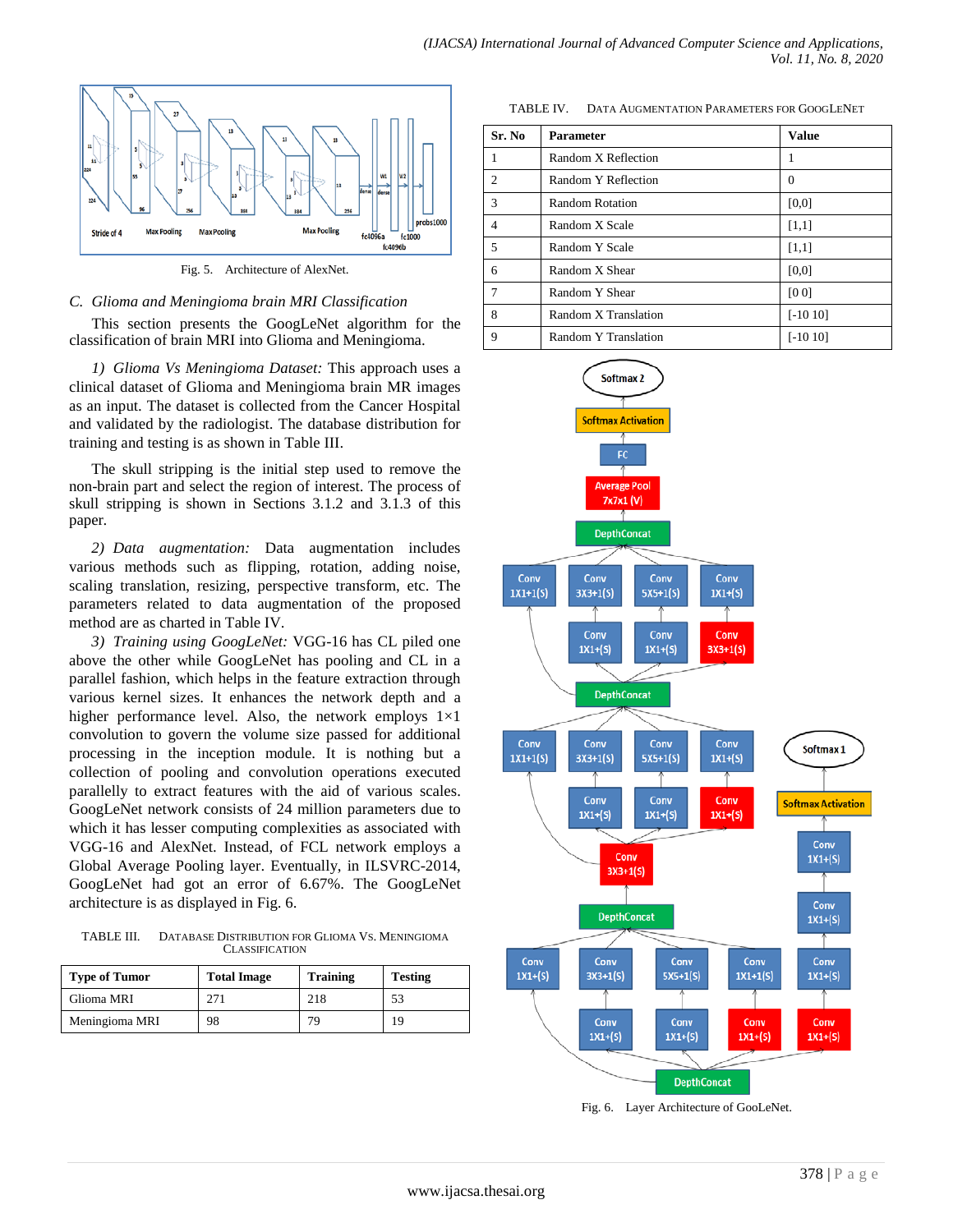Fig. 5. Architecture of AlexNet.

### C. Glioma and Meningioma brain MRI Classification

This section presents the GoogLeNet algorithm for the classification of brain MRI into Glioma and Meningioma.

*1) Glioma Vs Meningioma Dataset:* This approach uses a clinical dataset of Glioma and Meningioma brain MR images as an input. The dataset is collected from the Cancer Hospital and validated by the radiologist. The database distribution for training and testing is as shown in Table III.

The skull stripping is the initial step used to remove the non-brain part and select the region of interest. The process of skull stripping is shown in Sections 3.1.2 and 3.1.3 of this paper.

*2) Data augmentation:* Data augmentation includes various methods such as flipping, rotation, adding noise, scaling translation, resizing, perspective transform, etc. The parameters related to data augmentation of the proposed method are as charted in Table IV.

*3) Training using GoogLeNet:* VGG-16 has CL piled one above the other while GoogLeNet has pooling and CL in a parallel fashion, which helps in the feature extraction through various kernel sizes. It enhances the network depth and a higher performance level. Also, the network employs 1×1 convolution to govern the volume size passed for additional processing in the inception module. It is nothing but a collection of pooling and convolution operations executed parallelly to extract features with the aid of various scales. GoogLeNet network consists of 24 million parameters due to which it has lesser computing complexities as associated with VGG-16 and AlexNet. Instead, of FCL network employs a Global Average Pooling layer. Eventually, in ILSVRC-2014, GoogLeNet had got an error of 6.67%. The GoogLeNet architecture is as displayed in Fig. 6.

TABLE III. DATABASE DISTRIBUTION FOR GLIOMA VS. MENINGIOMA CLASSIFICATION

| Type of Tumor | Total Image | Training | Testing |
|---|---|---|---|
| Glioma MRI | 271 | 218 | 53 |
| Meningioma MRI | 98 | 79 | 19 |

TABLE IV. DATA AUGMENTATION PARAMETERS FOR GOOGLENET

| Sr. No | Parameter | Value |
|---|---|---|
| 1 | Random X Reflection | 1 |
| 2 | Random Y Reflection | 0 |
| 3 | Random Rotation | [0,0] |
| 4 | Random X Scale | [1,1] |
| 5 | Random Y Scale | [1,1] |
| 6 | Random X Shear | [0,0] |
| 7 | Random Y Shear | [0 0] |
| 8 | Random X Translation | [-10 10] |
| 9 | Random Y Translation | [-10 10] |

Fig. 6. Layer Architecture of GooLeNet.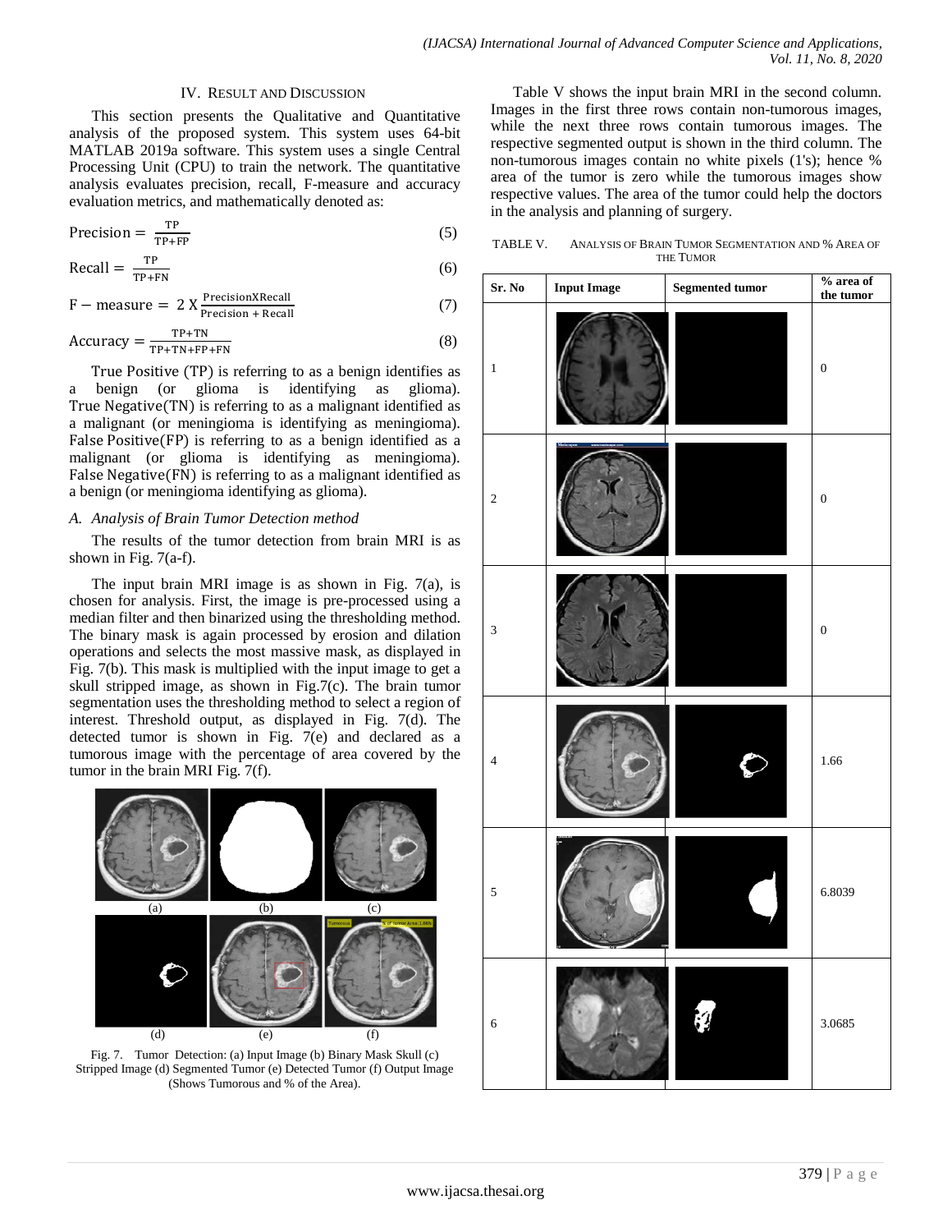## IV. Result and Discussion

This section presents the Qualitative and Quantitative analysis of the proposed system. This system uses 64-bit MATLAB 2019a software. This system uses a single Central Processing Unit (CPU) to train the network. The quantitative analysis evaluates precision, recall, F-measure and accuracy evaluation metrics, and mathematically denoted as:

$$\text{Precision} = \frac{TP}{TP+FP} \tag{5}$$

$$\text{Recall} = \frac{TP}{TP+FN} \tag{6}$$

$$\text{F}-\text{measure} = 2\ X \frac{\text{PrecisionXRecall}}{\text{Precision} + \text{Recall}} \tag{7}$$

$$\text{Accuracy} = \frac{TP+TN}{TP+TN+FP+FN} \tag{8}$$

True Positive (TP) is referring to as a benign identifies as a benign (or glioma is identifying as glioma). True Negative(TN) is referring to as a malignant identified as a malignant (or meningioma is identifying as meningioma). False Positive(FP) is referring to as a benign identified as a malignant (or glioma is identifying as meningioma). False Negative(FN) is referring to as a malignant identified as a benign (or meningioma identifying as glioma).

### *A. Analysis of Brain Tumor Detection method*

The results of the tumor detection from brain MRI is as shown in Fig. 7(a-f).

The input brain MRI image is as shown in Fig. 7(a), is chosen for analysis. First, the image is pre-processed using a median filter and then binarized using the thresholding method. The binary mask is again processed by erosion and dilation operations and selects the most massive mask, as displayed in Fig. 7(b). This mask is multiplied with the input image to get a skull stripped image, as shown in Fig.7(c). The brain tumor segmentation uses the thresholding method to select a region of interest. Threshold output, as displayed in Fig. 7(d). The detected tumor is shown in Fig. 7(e) and declared as a tumorous image with the percentage of area covered by the tumor in the brain MRI Fig. 7(f).

(a) (b) (c)

(d) (e) (f)

Fig. 7. Tumor Detection: (a) Input Image (b) Binary Mask Skull (c) Stripped Image (d) Segmented Tumor (e) Detected Tumor (f) Output Image (Shows Tumorous and % of the Area).

Table V shows the input brain MRI in the second column. Images in the first three rows contain non-tumorous images, while the next three rows contain tumorous images. The respective segmented output is shown in the third column. The non-tumorous images contain no white pixels (1's); hence % area of the tumor is zero while the tumorous images show respective values. The area of the tumor could help the doctors in the analysis and planning of surgery.

TABLE V. Analysis of Brain Tumor Segmentation and % Area of the Tumor

| Sr. No | Input Image | Segmented tumor | % area of the tumor |
|---|---|---|---|
| 1 | | | 0 |
| 2 | | | 0 |
| 3 | | | 0 |
| 4 | | | 1.66 |
| 5 | | | 6.8039 |
| 6 | | | 3.0685 |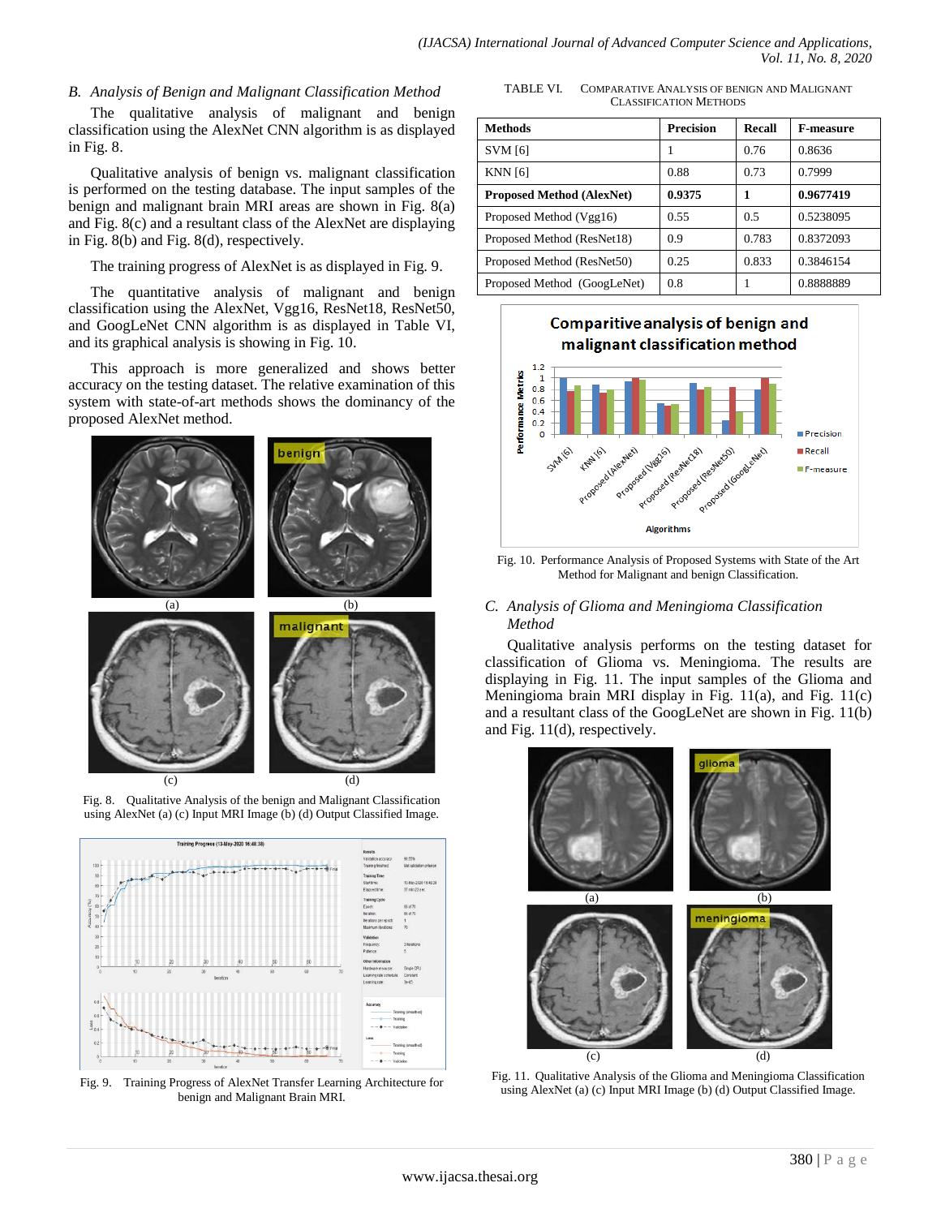## B. Analysis of Benign and Malignant Classification Method

The qualitative analysis of malignant and benign classification using the AlexNet CNN algorithm is as displayed in Fig. 8.

Qualitative analysis of benign vs. malignant classification is performed on the testing database. The input samples of the benign and malignant brain MRI areas are shown in Fig. 8(a) and Fig. 8(c) and a resultant class of the AlexNet are displaying in Fig. 8(b) and Fig. 8(d), respectively.

The training progress of AlexNet is as displayed in Fig. 9.

The quantitative analysis of malignant and benign classification using the AlexNet, Vgg16, ResNet18, ResNet50, and GoogLeNet CNN algorithm is as displayed in Table VI, and its graphical analysis is showing in Fig. 10.

This approach is more generalized and shows better accuracy on the testing dataset. The relative examination of this system with state-of-art methods shows the dominancy of the proposed AlexNet method.

Fig. 8. Qualitative Analysis of the benign and Malignant Classification using AlexNet (a) (c) Input MRI Image (b) (d) Output Classified Image.

Fig. 9. Training Progress of AlexNet Transfer Learning Architecture for benign and Malignant Brain MRI.

TABLE VI. COMPARATIVE ANALYSIS OF BENIGN AND MALIGNANT CLASSIFICATION METHODS

| Methods | Precision | Recall | F-measure |
|---|---|---|---|
| SVM [6] | 1 | 0.76 | 0.8636 |
| KNN [6] | 0.88 | 0.73 | 0.7999 |
| **Proposed Method (AlexNet)** | **0.9375** | **1** | **0.9677419** |
| Proposed Method (Vgg16) | 0.55 | 0.5 | 0.5238095 |
| Proposed Method (ResNet18) | 0.9 | 0.783 | 0.8372093 |
| Proposed Method (ResNet50) | 0.25 | 0.833 | 0.3846154 |
| Proposed Method (GoogLeNet) | 0.8 | 1 | 0.8888889 |

Fig. 10. Performance Analysis of Proposed Systems with State of the Art Method for Malignant and benign Classification.

## C. Analysis of Glioma and Meningioma Classification Method

Qualitative analysis performs on the testing dataset for classification of Glioma vs. Meningioma. The results are displaying in Fig. 11. The input samples of the Glioma and Meningioma brain MRI display in Fig. 11(a), and Fig. 11(c) and a resultant class of the GoogLeNet are shown in Fig. 11(b) and Fig. 11(d), respectively.

Fig. 11. Qualitative Analysis of the Glioma and Meningioma Classification using AlexNet (a) (c) Input MRI Image (b) (d) Output Classified Image.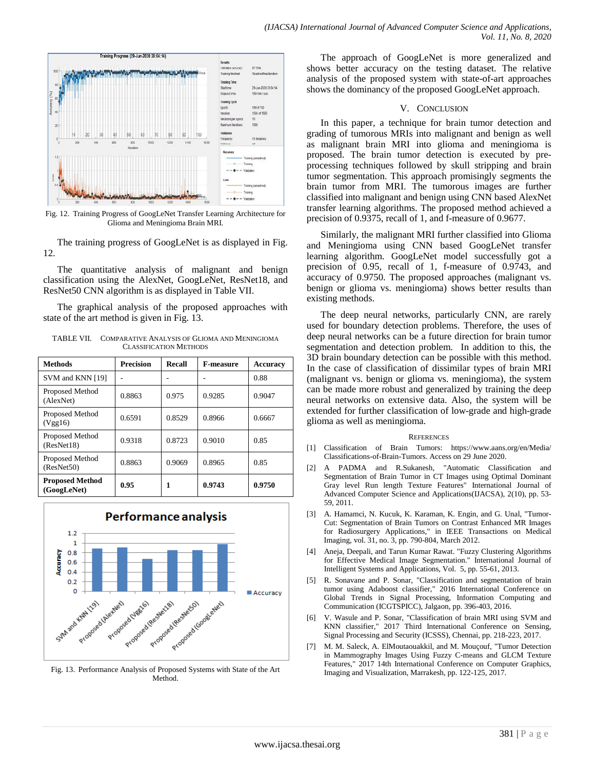Fig. 12. Training Progress of GoogLeNet Transfer Learning Architecture for Glioma and Meningioma Brain MRI.

The training progress of GoogLeNet is as displayed in Fig. 12.

The quantitative analysis of malignant and benign classification using the AlexNet, GoogLeNet, ResNet18, and ResNet50 CNN algorithm is as displayed in Table VII.

The graphical analysis of the proposed approaches with state of the art method is given in Fig. 13.

TABLE VII. COMPARATIVE ANALYSIS OF GLIOMA AND MENINGIOMA CLASSIFICATION METHODS

| Methods | Precision | Recall | F-measure | Accuracy |
|---|---|---|---|---|
| SVM and KNN [19] | - | - | - | 0.88 |
| Proposed Method (AlexNet) | 0.8863 | 0.975 | 0.9285 | 0.9047 |
| Proposed Method (Vgg16) | 0.6591 | 0.8529 | 0.8966 | 0.6667 |
| Proposed Method (ResNet18) | 0.9318 | 0.8723 | 0.9010 | 0.85 |
| Proposed Method (ResNet50) | 0.8863 | 0.9069 | 0.8965 | 0.85 |
| **Proposed Method (GoogLeNet)** | **0.95** | **1** | **0.9743** | **0.9750** |

Fig. 13. Performance Analysis of Proposed Systems with State of the Art Method.

The approach of GoogLeNet is more generalized and shows better accuracy on the testing dataset. The relative analysis of the proposed system with state-of-art approaches shows the dominancy of the proposed GoogLeNet approach.

## V. CONCLUSION

In this paper, a technique for brain tumor detection and grading of tumorous MRIs into malignant and benign as well as malignant brain MRI into glioma and meningioma is proposed. The brain tumor detection is executed by pre-processing techniques followed by skull stripping and brain tumor segmentation. This approach promisingly segments the brain tumor from MRI. The tumorous images are further classified into malignant and benign using CNN based AlexNet transfer learning algorithms. The proposed method achieved a precision of 0.9375, recall of 1, and f-measure of 0.9677.

Similarly, the malignant MRI further classified into Glioma and Meningioma using CNN based GoogLeNet transfer learning algorithm. GoogLeNet model successfully got a precision of 0.95, recall of 1, f-measure of 0.9743, and accuracy of 0.9750. The proposed approaches (malignant vs. benign or glioma vs. meningioma) shows better results than existing methods.

The deep neural networks, particularly CNN, are rarely used for boundary detection problems. Therefore, the uses of deep neural networks can be a future direction for brain tumor segmentation and detection problem. In addition to this, the 3D brain boundary detection can be possible with this method. In the case of classification of dissimilar types of brain MRI (malignant vs. benign or glioma vs. meningioma), the system can be made more robust and generalized by training the deep neural networks on extensive data. Also, the system will be extended for further classification of low-grade and high-grade glioma as well as meningioma.

## REFERENCES

[1] Classification of Brain Tumors: https://www.aans.org/en/Media/Classifications-of-Brain-Tumors. Access on 29 June 2020.

[2] A PADMA and R.Sukanesh, "Automatic Classification and Segmentation of Brain Tumor in CT Images using Optimal Dominant Gray level Run length Texture Features" International Journal of Advanced Computer Science and Applications(IJACSA), 2(10), pp. 53-59, 2011.

[3] A. Hamamci, N. Kucuk, K. Karaman, K. Engin, and G. Unal, "Tumor-Cut: Segmentation of Brain Tumors on Contrast Enhanced MR Images for Radiosurgery Applications," in IEEE Transactions on Medical Imaging, vol. 31, no. 3, pp. 790-804, March 2012.

[4] Aneja, Deepali, and Tarun Kumar Rawat. "Fuzzy Clustering Algorithms for Effective Medical Image Segmentation." International Journal of Intelligent Systems and Applications, Vol. 5, pp. 55-61, 2013.

[5] R. Sonavane and P. Sonar, "Classification and segmentation of brain tumor using Adaboost classifier," 2016 International Conference on Global Trends in Signal Processing, Information Computing and Communication (ICGTSPICC), Jalgaon, pp. 396-403, 2016.

[6] V. Wasule and P. Sonar, "Classification of brain MRI using SVM and KNN classifier," 2017 Third International Conference on Sensing, Signal Processing and Security (ICSSS), Chennai, pp. 218-223, 2017.

[7] M. M. Saleck, A. ElMoutaouakkil, and M. Mouçouf, "Tumor Detection in Mammography Images Using Fuzzy C-means and GLCM Texture Features," 2017 14th International Conference on Computer Graphics, Imaging and Visualization, Marrakesh, pp. 122-125, 2017.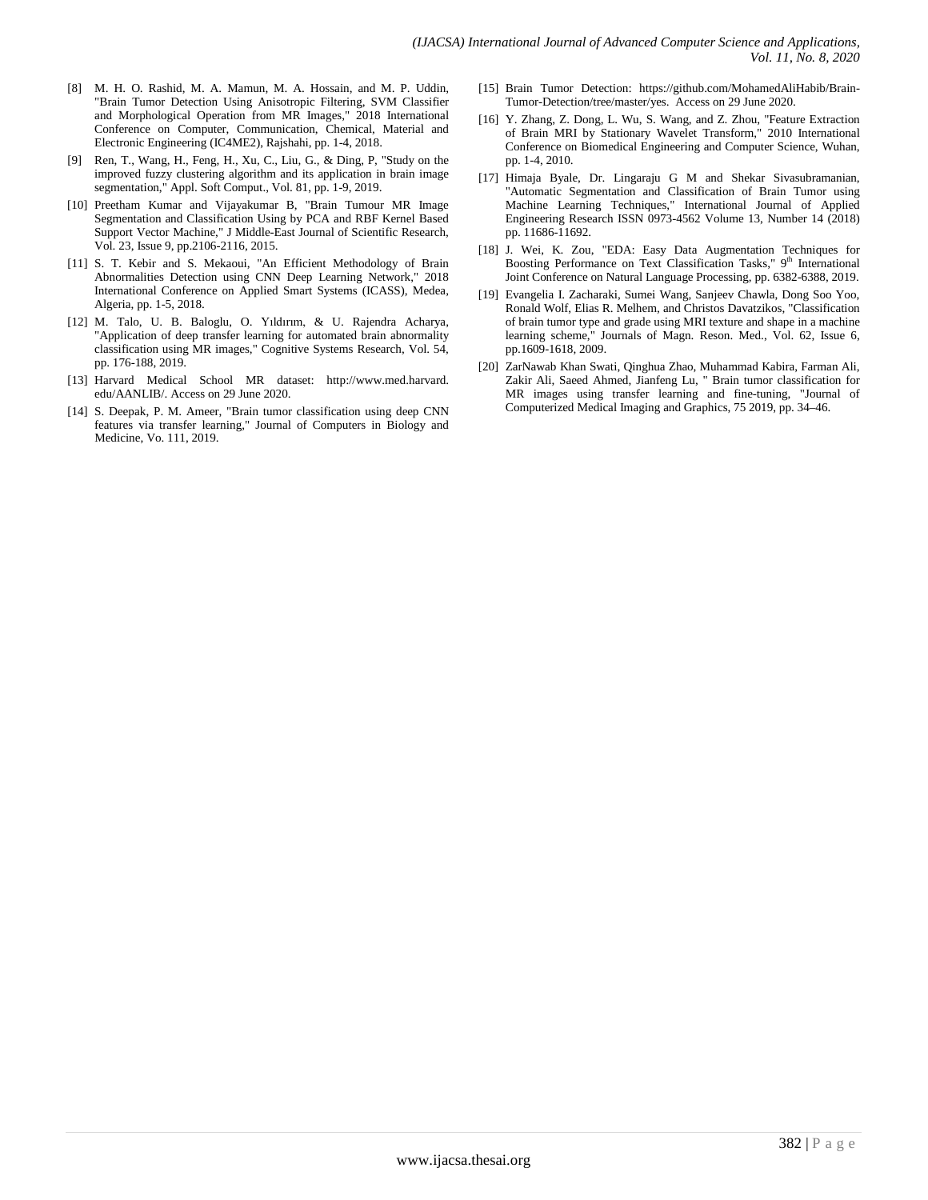[8] M. H. O. Rashid, M. A. Mamun, M. A. Hossain, and M. P. Uddin, "Brain Tumor Detection Using Anisotropic Filtering, SVM Classifier and Morphological Operation from MR Images," 2018 International Conference on Computer, Communication, Chemical, Material and Electronic Engineering (IC4ME2), Rajshahi, pp. 1-4, 2018.

[9] Ren, T., Wang, H., Feng, H., Xu, C., Liu, G., & Ding, P, "Study on the improved fuzzy clustering algorithm and its application in brain image segmentation," Appl. Soft Comput., Vol. 81, pp. 1-9, 2019.

[10] Preetham Kumar and Vijayakumar B, "Brain Tumour MR Image Segmentation and Classification Using by PCA and RBF Kernel Based Support Vector Machine," J Middle-East Journal of Scientific Research, Vol. 23, Issue 9, pp.2106-2116, 2015.

[11] S. T. Kebir and S. Mekaoui, "An Efficient Methodology of Brain Abnormalities Detection using CNN Deep Learning Network," 2018 International Conference on Applied Smart Systems (ICASS), Medea, Algeria, pp. 1-5, 2018.

[12] M. Talo, U. B. Baloglu, O. Yıldırım, & U. Rajendra Acharya, "Application of deep transfer learning for automated brain abnormality classification using MR images," Cognitive Systems Research, Vol. 54, pp. 176-188, 2019.

[13] Harvard Medical School MR dataset: http://www.med.harvard.edu/AANLIB/. Access on 29 June 2020.

[14] S. Deepak, P. M. Ameer, "Brain tumor classification using deep CNN features via transfer learning," Journal of Computers in Biology and Medicine, Vo. 111, 2019.

[15] Brain Tumor Detection: https://github.com/MohamedAliHabib/Brain-Tumor-Detection/tree/master/yes. Access on 29 June 2020.

[16] Y. Zhang, Z. Dong, L. Wu, S. Wang, and Z. Zhou, "Feature Extraction of Brain MRI by Stationary Wavelet Transform," 2010 International Conference on Biomedical Engineering and Computer Science, Wuhan, pp. 1-4, 2010.

[17] Himaja Byale, Dr. Lingaraju G M and Shekar Sivasubramanian, "Automatic Segmentation and Classification of Brain Tumor using Machine Learning Techniques," International Journal of Applied Engineering Research ISSN 0973-4562 Volume 13, Number 14 (2018) pp. 11686-11692.

[18] J. Wei, K. Zou, "EDA: Easy Data Augmentation Techniques for Boosting Performance on Text Classification Tasks," 9th International Joint Conference on Natural Language Processing, pp. 6382-6388, 2019.

[19] Evangelia I. Zacharaki, Sumei Wang, Sanjeev Chawla, Dong Soo Yoo, Ronald Wolf, Elias R. Melhem, and Christos Davatzikos, "Classification of brain tumor type and grade using MRI texture and shape in a machine learning scheme," Journals of Magn. Reson. Med., Vol. 62, Issue 6, pp.1609-1618, 2009.

[20] ZarNawab Khan Swati, Qinghua Zhao, Muhammad Kabira, Farman Ali, Zakir Ali, Saeed Ahmed, Jianfeng Lu, " Brain tumor classification for MR images using transfer learning and fine-tuning, "Journal of Computerized Medical Imaging and Graphics, 75 2019, pp. 34–46.